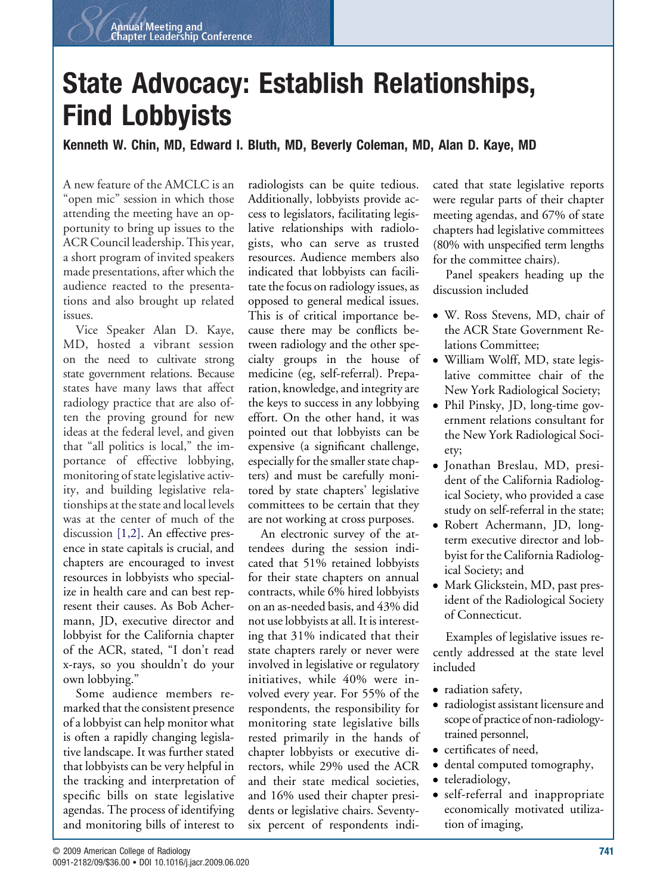# State Advocacy: Establish Relationships, Find Lobbyists

**Kenneth W. Chin, MD, Edward I. Bluth, MD, Beverly Coleman, MD, Alan D. Kaye, MD**

A new feature of the AMCLC is an "open mic" session in which those attending the meeting have an opportunity to bring up issues to the ACR Council leadership. This year, a short program of invited speakers made presentations, after which the audience reacted to the presentations and also brought up related issues.

Vice Speaker Alan D. Kaye, MD, hosted a vibrant session on the need to cultivate strong state government relations. Because states have many laws that affect radiology practice that are also often the proving ground for new ideas at the federal level, and given that "all politics is local," the importance of effective lobbying, monitoring of state legislative activity, and building legislative relationships at the state and local levels was at the center of much of the discussion [1,2]. An effective presence in state capitals is crucial, and chapters are encouraged to invest resources in lobbyists who specialize in health care and can best represent their causes. As Bob Achermann, JD, executive director and lobbyist for the California chapter of the ACR, stated, "I don't read x-rays, so you shouldn't do your own lobbying."

Some audience members remarked that the consistent presence of a lobbyist can help monitor what is often a rapidly changing legislative landscape. It was further stated that lobbyists can be very helpful in the tracking and interpretation of specific bills on state legislative agendas. The process of identifying and monitoring bills of interest to radiologists can be quite tedious. Additionally, lobbyists provide access to legislators, facilitating legislative relationships with radiologists, who can serve as trusted resources. Audience members also indicated that lobbyists can facilitate the focus on radiology issues, as opposed to general medical issues. This is of critical importance because there may be conflicts between radiology and the other specialty groups in the house of medicine (eg, self-referral). Preparation, knowledge, and integrity are the keys to success in any lobbying effort. On the other hand, it was pointed out that lobbyists can be expensive (a significant challenge, especially for the smaller state chapters) and must be carefully monitored by state chapters' legislative committees to be certain that they are not working at cross purposes.

An electronic survey of the attendees during the session indicated that 51% retained lobbyists for their state chapters on annual contracts, while 6% hired lobbyists on an as-needed basis, and 43% did not use lobbyists at all. It is interesting that 31% indicated that their state chapters rarely or never were involved in legislative or regulatory initiatives, while 40% were involved every year. For 55% of the respondents, the responsibility for monitoring state legislative bills rested primarily in the hands of chapter lobbyists or executive directors, while 29% used the ACR and their state medical societies, and 16% used their chapter presidents or legislative chairs. Seventy-six percent of respondents indicated that state legislative reports were regular parts of their chapter meeting agendas, and 67% of state chapters had legislative committees (80% with unspecified term lengths for the committee chairs).

Panel speakers heading up the discussion included

- W. Ross Stevens, MD, chair of the ACR State Government Relations Committee;
- William Wolff, MD, state legislative committee chair of the New York Radiological Society;
- Phil Pinsky, JD, long-time government relations consultant for the New York Radiological Society;
- Jonathan Breslau, MD, president of the California Radiological Society, who provided a case study on self-referral in the state;
- Robert Achermann, JD, long-term executive director and lobbyist for the California Radiological Society; and
- Mark Glickstein, MD, past president of the Radiological Society of Connecticut.

Examples of legislative issues recently addressed at the state level included

- radiation safety,
- radiologist assistant licensure and scope of practice of non-radiology-trained personnel,
- certificates of need,
- dental computed tomography,
- teleradiology,
- self-referral and inappropriate economically motivated utilization of imaging,

© 2009 American College of Radiology
0091-2182/09/$36.00 • DOI 10.1016/j.jacr.2009.06.020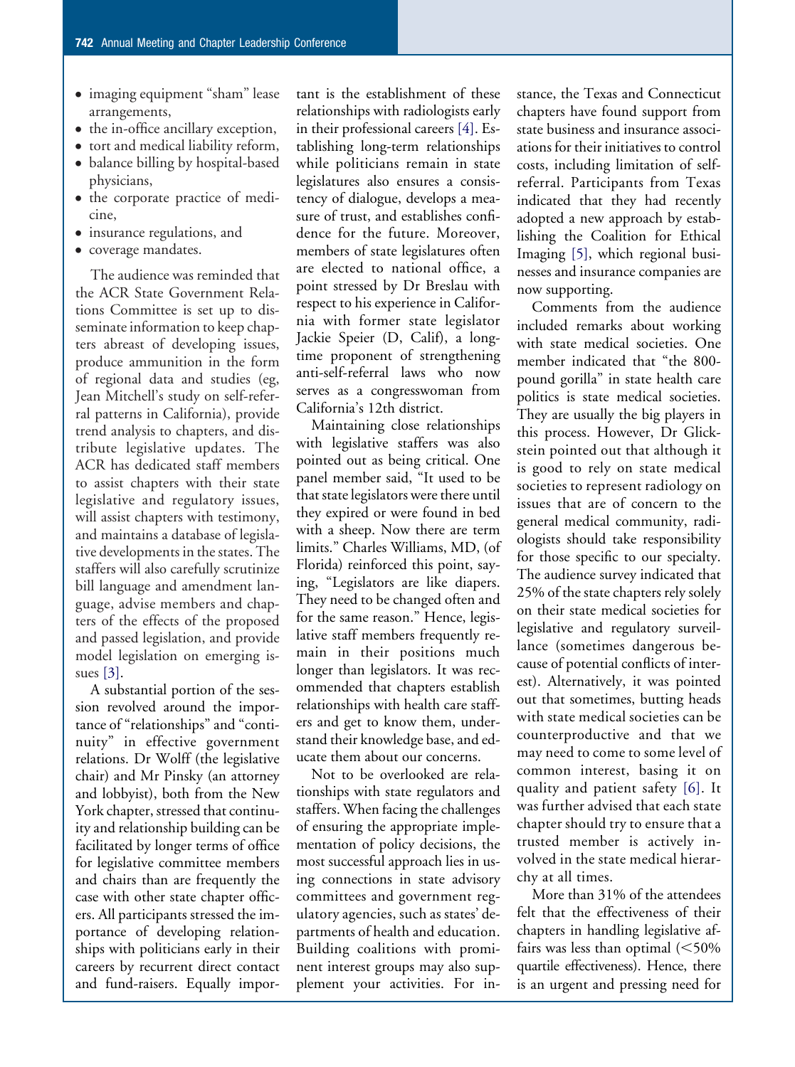- imaging equipment "sham" lease arrangements,
- the in-office ancillary exception,
- tort and medical liability reform,
- balance billing by hospital-based physicians,
- the corporate practice of medicine,
- insurance regulations, and
- coverage mandates.

The audience was reminded that the ACR State Government Relations Committee is set up to disseminate information to keep chapters abreast of developing issues, produce ammunition in the form of regional data and studies (eg, Jean Mitchell's study on self-referral patterns in California), provide trend analysis to chapters, and distribute legislative updates. The ACR has dedicated staff members to assist chapters with their state legislative and regulatory issues, will assist chapters with testimony, and maintains a database of legislative developments in the states. The staffers will also carefully scrutinize bill language and amendment language, advise members and chapters of the effects of the proposed and passed legislation, and provide model legislation on emerging issues [3].

A substantial portion of the session revolved around the importance of "relationships" and "continuity" in effective government relations. Dr Wolff (the legislative chair) and Mr Pinsky (an attorney and lobbyist), both from the New York chapter, stressed that continuity and relationship building can be facilitated by longer terms of office for legislative committee members and chairs than are frequently the case with other state chapter officers. All participants stressed the importance of developing relationships with politicians early in their careers by recurrent direct contact and fund-raisers. Equally important is the establishment of these relationships with radiologists early in their professional careers [4]. Establishing long-term relationships while politicians remain in state legislatures also ensures a consistency of dialogue, develops a measure of trust, and establishes confidence for the future. Moreover, members of state legislatures often are elected to national office, a point stressed by Dr Breslau with respect to his experience in California with former state legislator Jackie Speier (D, Calif), a longtime proponent of strengthening anti-self-referral laws who now serves as a congresswoman from California's 12th district.

Maintaining close relationships with legislative staffers was also pointed out as being critical. One panel member said, "It used to be that state legislators were there until they expired or were found in bed with a sheep. Now there are term limits." Charles Williams, MD, (of Florida) reinforced this point, saying, "Legislators are like diapers. They need to be changed often and for the same reason." Hence, legislative staff members frequently remain in their positions much longer than legislators. It was recommended that chapters establish relationships with health care staffers and get to know them, understand their knowledge base, and educate them about our concerns.

Not to be overlooked are relationships with state regulators and staffers. When facing the challenges of ensuring the appropriate implementation of policy decisions, the most successful approach lies in using connections in state advisory committees and government regulatory agencies, such as states' departments of health and education. Building coalitions with prominent interest groups may also supplement your activities. For instance, the Texas and Connecticut chapters have found support from state business and insurance associations for their initiatives to control costs, including limitation of self-referral. Participants from Texas indicated that they had recently adopted a new approach by establishing the Coalition for Ethical Imaging [5], which regional businesses and insurance companies are now supporting.

Comments from the audience included remarks about working with state medical societies. One member indicated that "the 800-pound gorilla" in state health care politics is state medical societies. They are usually the big players in this process. However, Dr Glickstein pointed out that although it is good to rely on state medical societies to represent radiology on issues that are of concern to the general medical community, radiologists should take responsibility for those specific to our specialty. The audience survey indicated that 25% of the state chapters rely solely on their state medical societies for legislative and regulatory surveillance (sometimes dangerous because of potential conflicts of interest). Alternatively, it was pointed out that sometimes, butting heads with state medical societies can be counterproductive and that we may need to come to some level of common interest, basing it on quality and patient safety [6]. It was further advised that each state chapter should try to ensure that a trusted member is actively involved in the state medical hierarchy at all times.

More than 31% of the attendees felt that the effectiveness of their chapters in handling legislative affairs was less than optimal (<50% quartile effectiveness). Hence, there is an urgent and pressing need for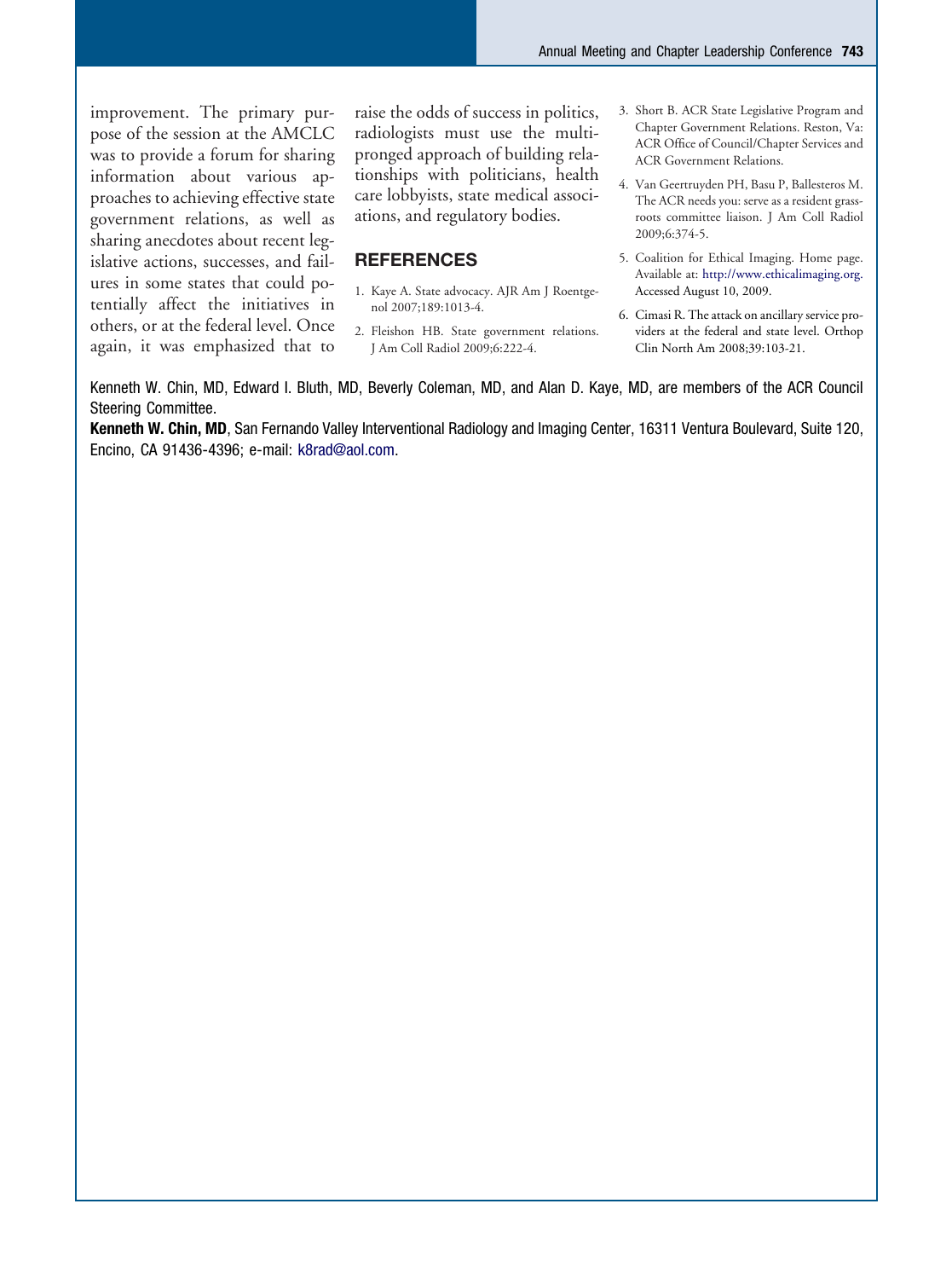improvement. The primary purpose of the session at the AMCLC was to provide a forum for sharing information about various approaches to achieving effective state government relations, as well as sharing anecdotes about recent legislative actions, successes, and failures in some states that could potentially affect the initiatives in others, or at the federal level. Once again, it was emphasized that to raise the odds of success in politics, radiologists must use the multipronged approach of building relationships with politicians, health care lobbyists, state medical associations, and regulatory bodies.

## REFERENCES

1. Kaye A. State advocacy. AJR Am J Roentgenol 2007;189:1013-4.
2. Fleishon HB. State government relations. J Am Coll Radiol 2009;6:222-4.
3. Short B. ACR State Legislative Program and Chapter Government Relations. Reston, Va: ACR Office of Council/Chapter Services and ACR Government Relations.
4. Van Geertruyden PH, Basu P, Ballesteros M. The ACR needs you: serve as a resident grassroots committee liaison. J Am Coll Radiol 2009;6:374-5.
5. Coalition for Ethical Imaging. Home page. Available at: http://www.ethicalimaging.org. Accessed August 10, 2009.
6. Cimasi R. The attack on ancillary service providers at the federal and state level. Orthop Clin North Am 2008;39:103-21.

Kenneth W. Chin, MD, Edward I. Bluth, MD, Beverly Coleman, MD, and Alan D. Kaye, MD, are members of the ACR Council Steering Committee.

**Kenneth W. Chin, MD**, San Fernando Valley Interventional Radiology and Imaging Center, 16311 Ventura Boulevard, Suite 120, Encino, CA 91436-4396; e-mail: k8rad@aol.com.